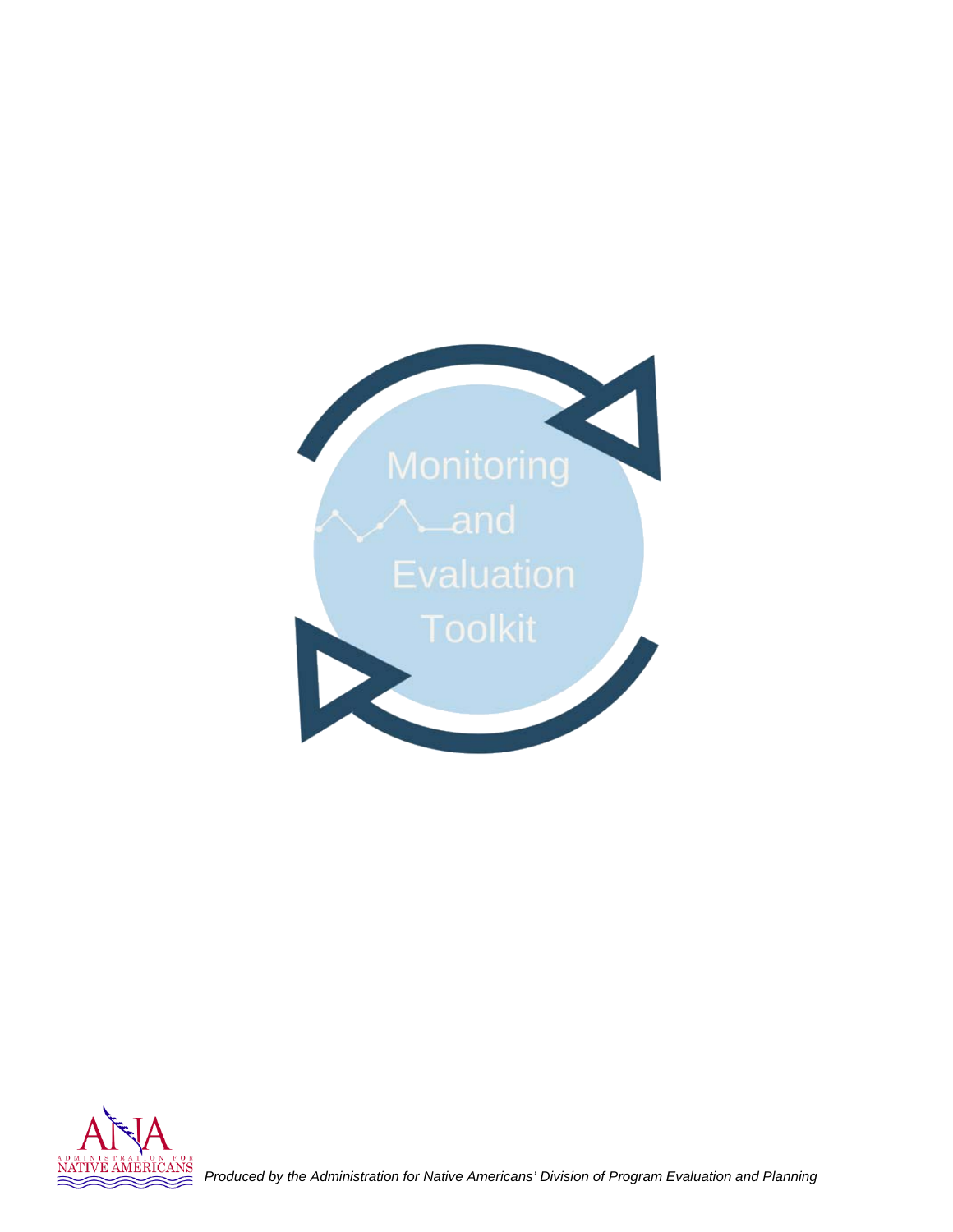# Monitoring and Evaluation Toolkit

ADMINISTRATION FOR NATIVE AMERICANS

*Produced by the Administration for Native Americans' Division of Program Evaluation and Planning*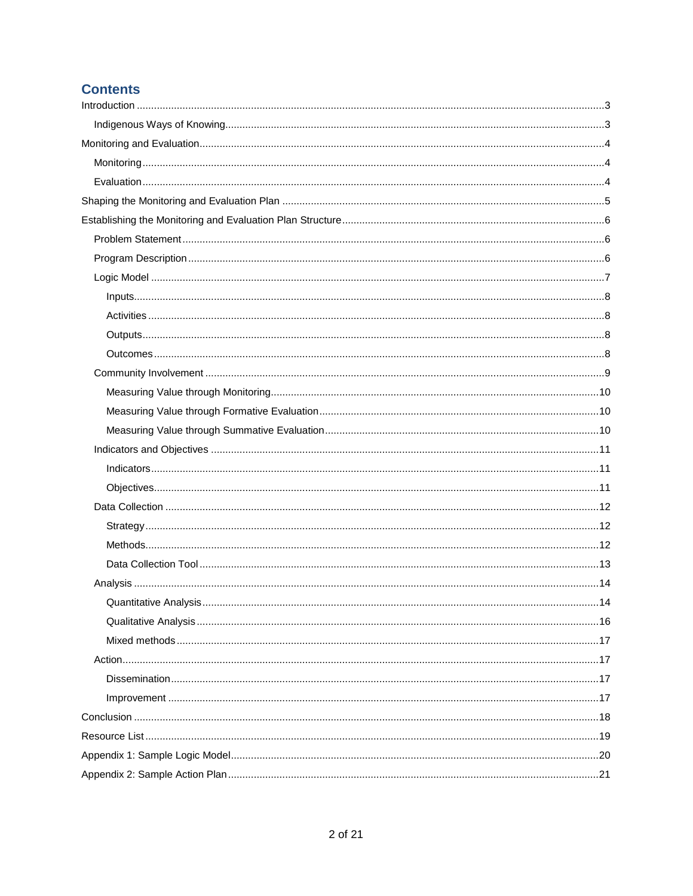# Contents

- Introduction ... 3
  - Indigenous Ways of Knowing ... 3
- Monitoring and Evaluation ... 4
  - Monitoring ... 4
  - Evaluation ... 4
- Shaping the Monitoring and Evaluation Plan ... 5
- Establishing the Monitoring and Evaluation Plan Structure ... 6
  - Problem Statement ... 6
  - Program Description ... 6
  - Logic Model ... 7
    - Inputs ... 8
    - Activities ... 8
    - Outputs ... 8
    - Outcomes ... 8
  - Community Involvement ... 9
    - Measuring Value through Monitoring ... 10
    - Measuring Value through Formative Evaluation ... 10
    - Measuring Value through Summative Evaluation ... 10
  - Indicators and Objectives ... 11
    - Indicators ... 11
    - Objectives ... 11
  - Data Collection ... 12
    - Strategy ... 12
    - Methods ... 12
    - Data Collection Tool ... 13
  - Analysis ... 14
    - Quantitative Analysis ... 14
    - Qualitative Analysis ... 16
    - Mixed methods ... 17
  - Action ... 17
    - Dissemination ... 17
    - Improvement ... 17
- Conclusion ... 18
- Resource List ... 19
- Appendix 1: Sample Logic Model ... 20
- Appendix 2: Sample Action Plan ... 21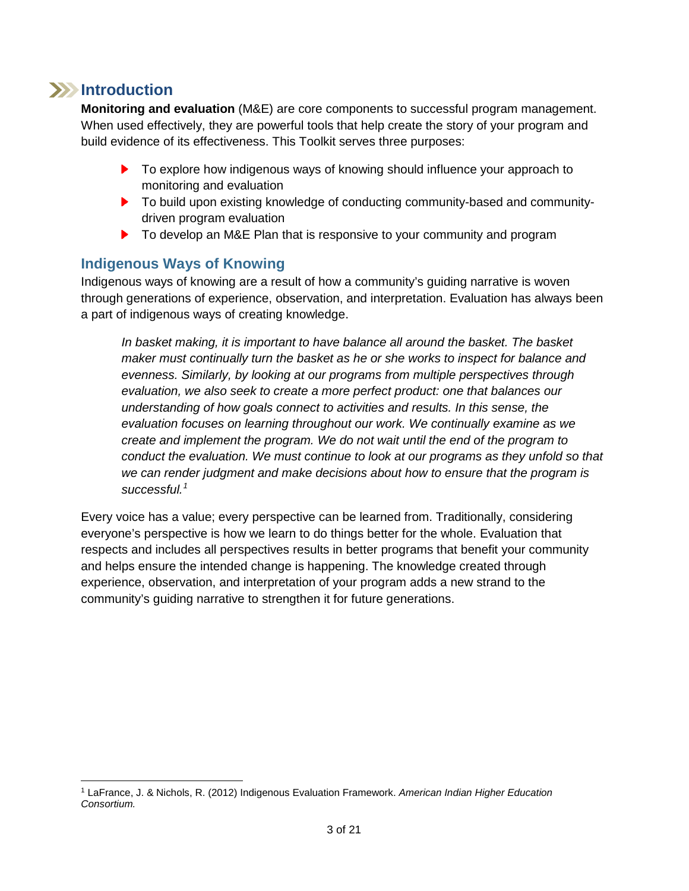# Introduction

**Monitoring and evaluation** (M&E) are core components to successful program management. When used effectively, they are powerful tools that help create the story of your program and build evidence of its effectiveness. This Toolkit serves three purposes:

- To explore how indigenous ways of knowing should influence your approach to monitoring and evaluation
- To build upon existing knowledge of conducting community-based and community-driven program evaluation
- To develop an M&E Plan that is responsive to your community and program

## Indigenous Ways of Knowing

Indigenous ways of knowing are a result of how a community's guiding narrative is woven through generations of experience, observation, and interpretation. Evaluation has always been a part of indigenous ways of creating knowledge.

> *In basket making, it is important to have balance all around the basket. The basket maker must continually turn the basket as he or she works to inspect for balance and evenness. Similarly, by looking at our programs from multiple perspectives through evaluation, we also seek to create a more perfect product: one that balances our understanding of how goals connect to activities and results. In this sense, the evaluation focuses on learning throughout our work. We continually examine as we create and implement the program. We do not wait until the end of the program to conduct the evaluation. We must continue to look at our programs as they unfold so that we can render judgment and make decisions about how to ensure that the program is successful.*[1]

Every voice has a value; every perspective can be learned from. Traditionally, considering everyone's perspective is how we learn to do things better for the whole. Evaluation that respects and includes all perspectives results in better programs that benefit your community and helps ensure the intended change is happening. The knowledge created through experience, observation, and interpretation of your program adds a new strand to the community's guiding narrative to strengthen it for future generations.

---

[1] LaFrance, J. & Nichols, R. (2012) Indigenous Evaluation Framework. *American Indian Higher Education Consortium.*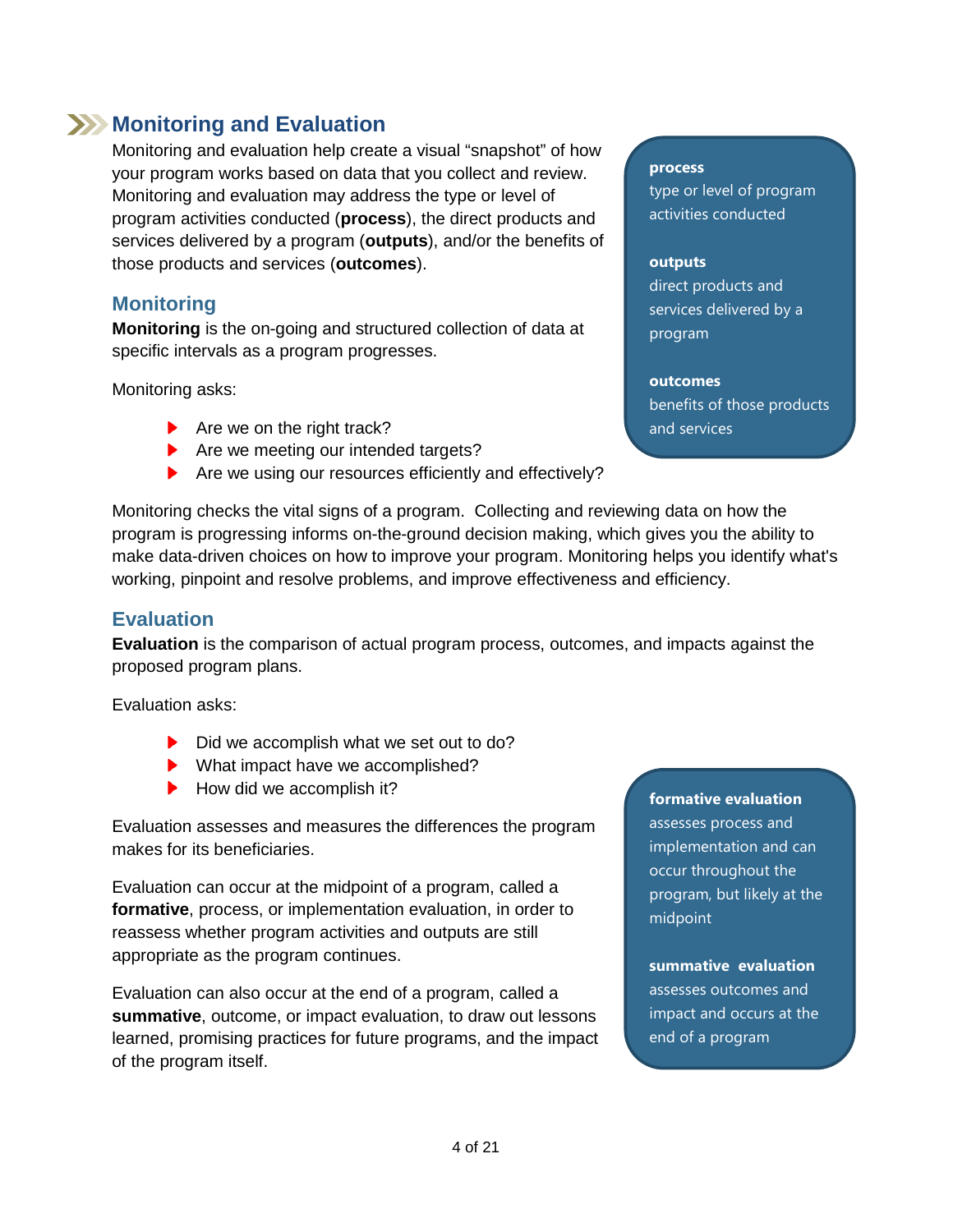## Monitoring and Evaluation

Monitoring and evaluation help create a visual "snapshot" of how your program works based on data that you collect and review. Monitoring and evaluation may address the type or level of program activities conducted (**process**), the direct products and services delivered by a program (**outputs**), and/or the benefits of those products and services (**outcomes**).

> **process**
> type or level of program activities conducted
>
> **outputs**
> direct products and services delivered by a program
>
> **outcomes**
> benefits of those products and services

### Monitoring

**Monitoring** is the on-going and structured collection of data at specific intervals as a program progresses.

Monitoring asks:

- Are we on the right track?
- Are we meeting our intended targets?
- Are we using our resources efficiently and effectively?

Monitoring checks the vital signs of a program. Collecting and reviewing data on how the program is progressing informs on-the-ground decision making, which gives you the ability to make data-driven choices on how to improve your program. Monitoring helps you identify what's working, pinpoint and resolve problems, and improve effectiveness and efficiency.

### Evaluation

**Evaluation** is the comparison of actual program process, outcomes, and impacts against the proposed program plans.

Evaluation asks:

- Did we accomplish what we set out to do?
- What impact have we accomplished?
- How did we accomplish it?

Evaluation assesses and measures the differences the program makes for its beneficiaries.

Evaluation can occur at the midpoint of a program, called a **formative**, process, or implementation evaluation, in order to reassess whether program activities and outputs are still appropriate as the program continues.

Evaluation can also occur at the end of a program, called a **summative**, outcome, or impact evaluation, to draw out lessons learned, promising practices for future programs, and the impact of the program itself.

> **formative evaluation**
> assesses process and implementation and can occur throughout the program, but likely at the midpoint
>
> **summative evaluation**
> assesses outcomes and impact and occurs at the end of a program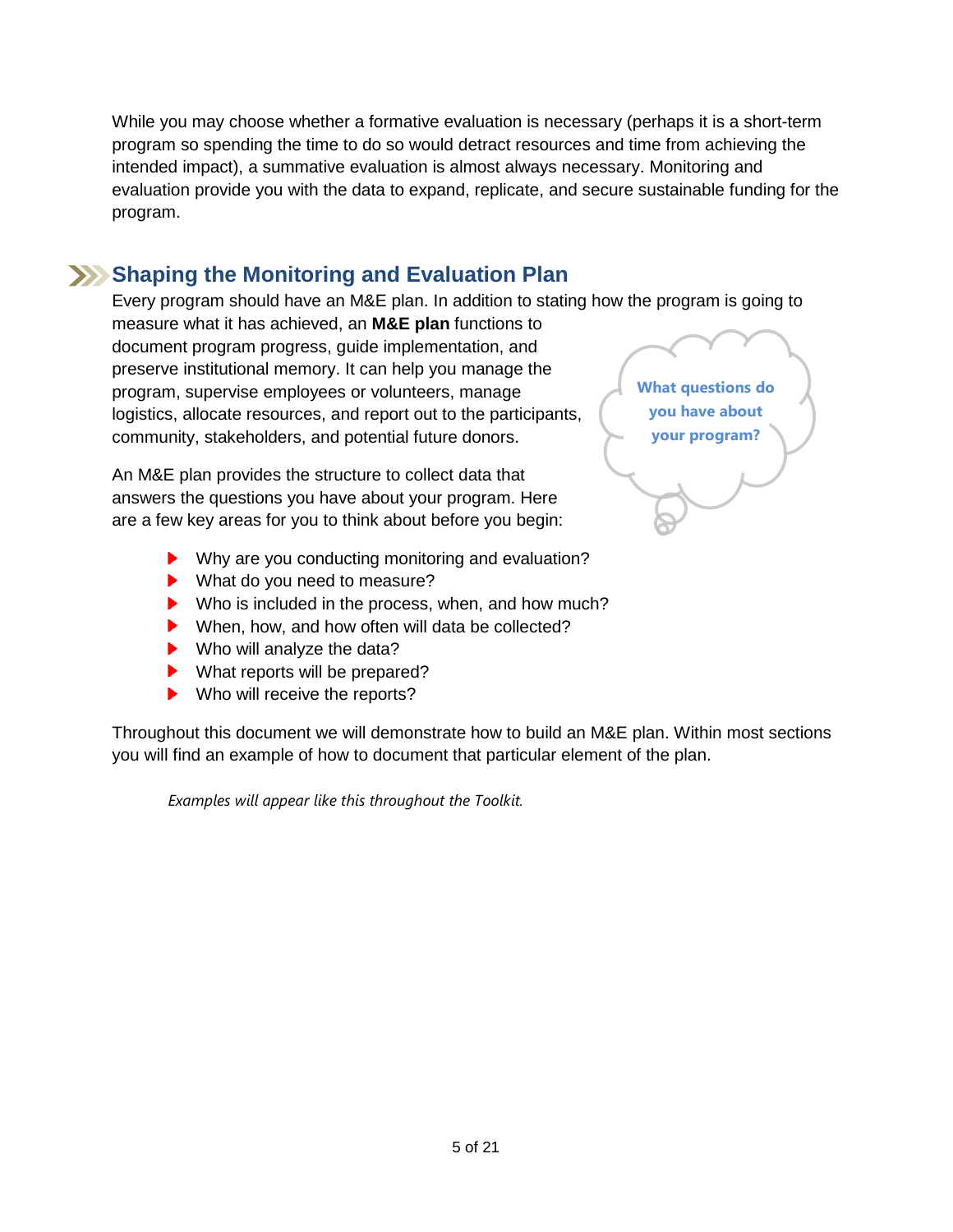While you may choose whether a formative evaluation is necessary (perhaps it is a short-term program so spending the time to do so would detract resources and time from achieving the intended impact), a summative evaluation is almost always necessary. Monitoring and evaluation provide you with the data to expand, replicate, and secure sustainable funding for the program.

## Shaping the Monitoring and Evaluation Plan

Every program should have an M&E plan. In addition to stating how the program is going to measure what it has achieved, an **M&E plan** functions to document program progress, guide implementation, and preserve institutional memory. It can help you manage the program, supervise employees or volunteers, manage logistics, allocate resources, and report out to the participants, community, stakeholders, and potential future donors.

**What questions do you have about your program?**

An M&E plan provides the structure to collect data that answers the questions you have about your program. Here are a few key areas for you to think about before you begin:

- Why are you conducting monitoring and evaluation?
- What do you need to measure?
- Who is included in the process, when, and how much?
- When, how, and how often will data be collected?
- Who will analyze the data?
- What reports will be prepared?
- Who will receive the reports?

Throughout this document we will demonstrate how to build an M&E plan. Within most sections you will find an example of how to document that particular element of the plan.

*Examples will appear like this throughout the Toolkit.*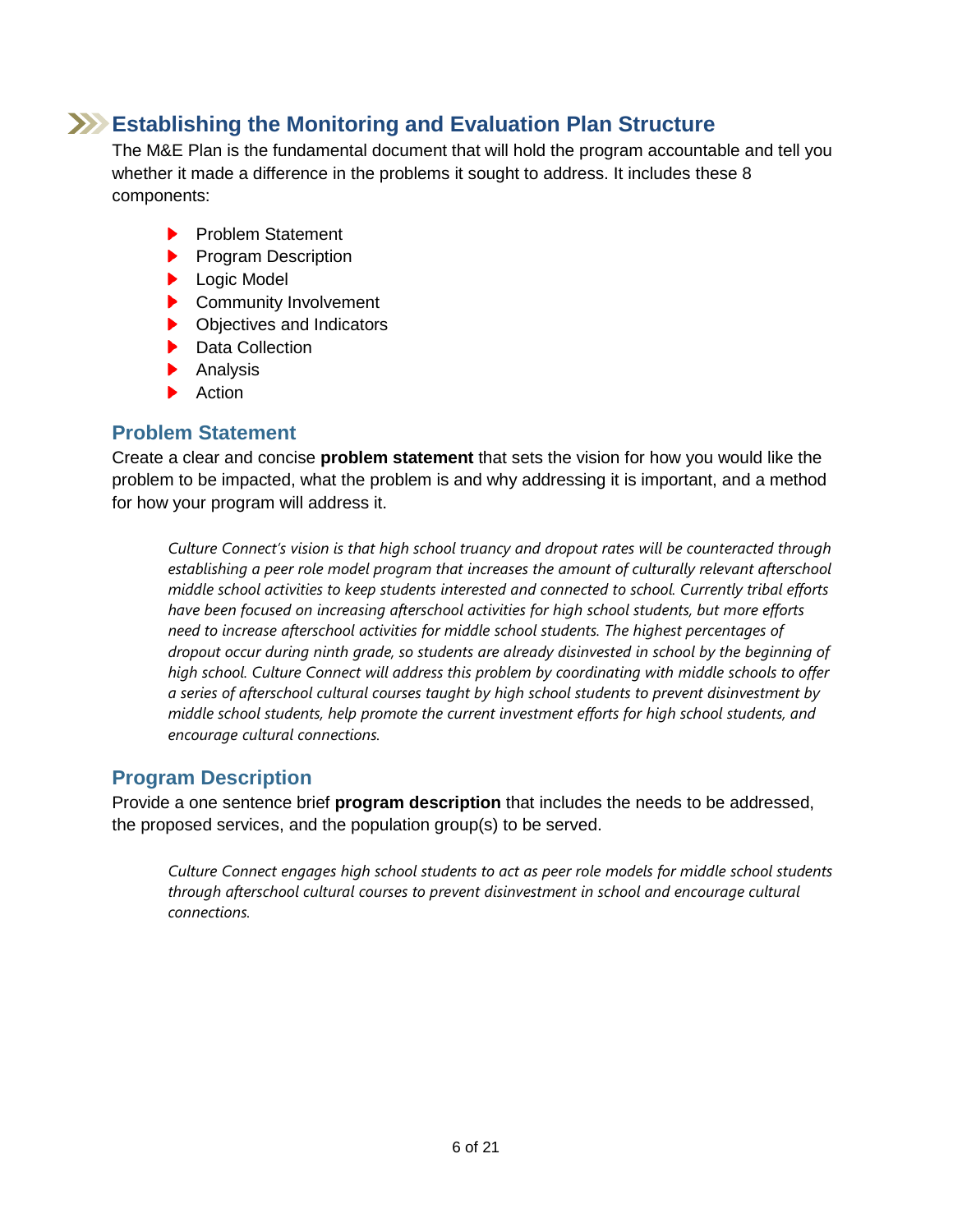## Establishing the Monitoring and Evaluation Plan Structure

The M&E Plan is the fundamental document that will hold the program accountable and tell you whether it made a difference in the problems it sought to address. It includes these 8 components:

- Problem Statement
- Program Description
- Logic Model
- Community Involvement
- Objectives and Indicators
- Data Collection
- Analysis
- Action

### Problem Statement

Create a clear and concise **problem statement** that sets the vision for how you would like the problem to be impacted, what the problem is and why addressing it is important, and a method for how your program will address it.

> *Culture Connect's vision is that high school truancy and dropout rates will be counteracted through establishing a peer role model program that increases the amount of culturally relevant afterschool middle school activities to keep students interested and connected to school. Currently tribal efforts have been focused on increasing afterschool activities for high school students, but more efforts need to increase afterschool activities for middle school students. The highest percentages of dropout occur during ninth grade, so students are already disinvested in school by the beginning of high school. Culture Connect will address this problem by coordinating with middle schools to offer a series of afterschool cultural courses taught by high school students to prevent disinvestment by middle school students, help promote the current investment efforts for high school students, and encourage cultural connections.*

### Program Description

Provide a one sentence brief **program description** that includes the needs to be addressed, the proposed services, and the population group(s) to be served.

> *Culture Connect engages high school students to act as peer role models for middle school students through afterschool cultural courses to prevent disinvestment in school and encourage cultural connections.*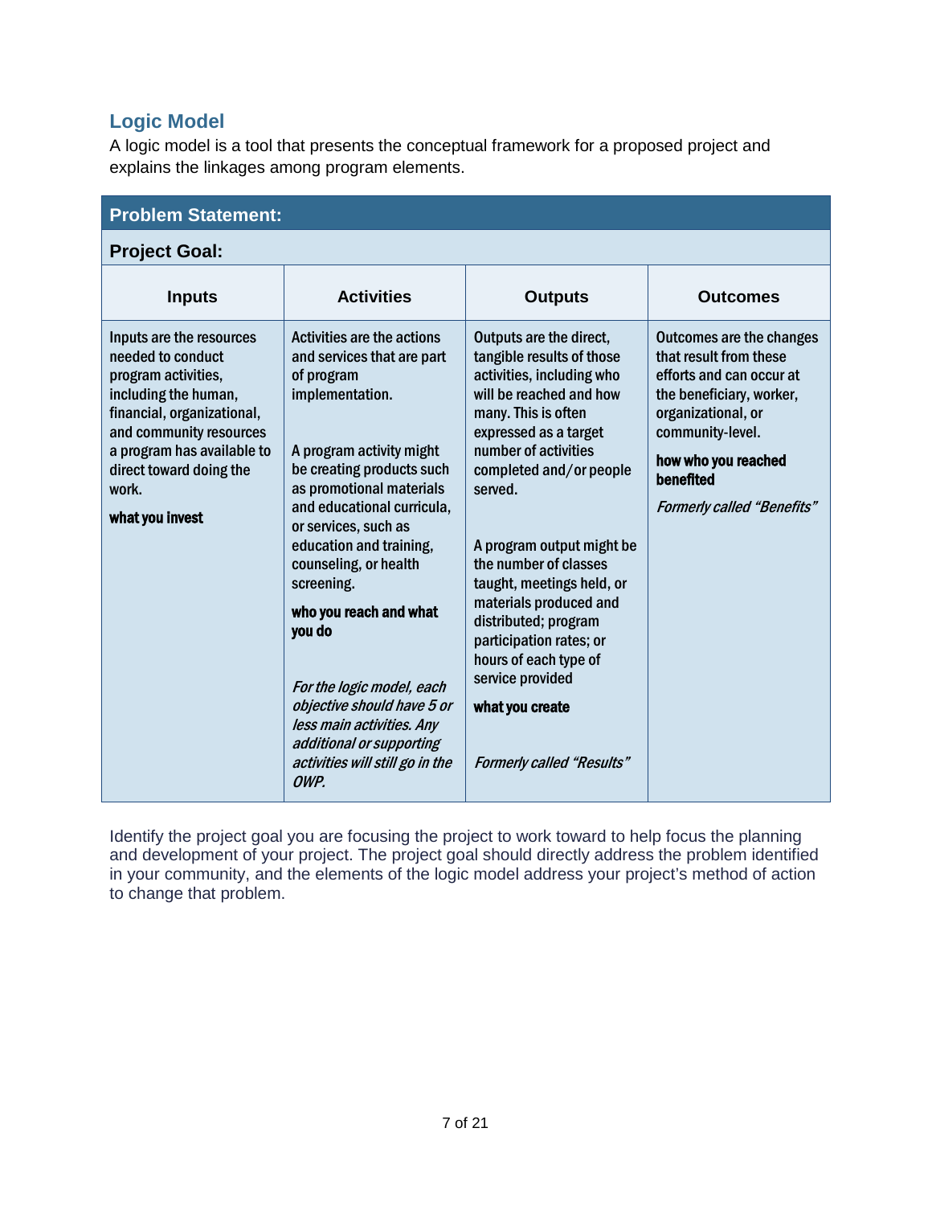## Logic Model

A logic model is a tool that presents the conceptual framework for a proposed project and explains the linkages among program elements.

| **Problem Statement:** | | | |
|---|---|---|---|
| **Project Goal:** | | | |
| **Inputs** | **Activities** | **Outputs** | **Outcomes** |
| Inputs are the resources needed to conduct program activities, including the human, financial, organizational, and community resources a program has available to direct toward doing the work.<br><br>**what you invest** | Activities are the actions and services that are part of program implementation.<br><br>A program activity might be creating products such as promotional materials and educational curricula, or services, such as education and training, counseling, or health screening.<br><br>**who you reach and what you do**<br><br>*For the logic model, each objective should have 5 or less main activities. Any additional or supporting activities will still go in the OWP.* | Outputs are the direct, tangible results of those activities, including who will be reached and how many. This is often expressed as a target number of activities completed and/or people served.<br><br>A program output might be the number of classes taught, meetings held, or materials produced and distributed; program participation rates; or hours of each type of service provided<br><br>**what you create**<br><br>*Formerly called "Results"* | Outcomes are the changes that result from these efforts and can occur at the beneficiary, worker, organizational, or community-level.<br><br>**how who you reached benefited**<br><br>*Formerly called "Benefits"* |

Identify the project goal you are focusing the project to work toward to help focus the planning and development of your project. The project goal should directly address the problem identified in your community, and the elements of the logic model address your project's method of action to change that problem.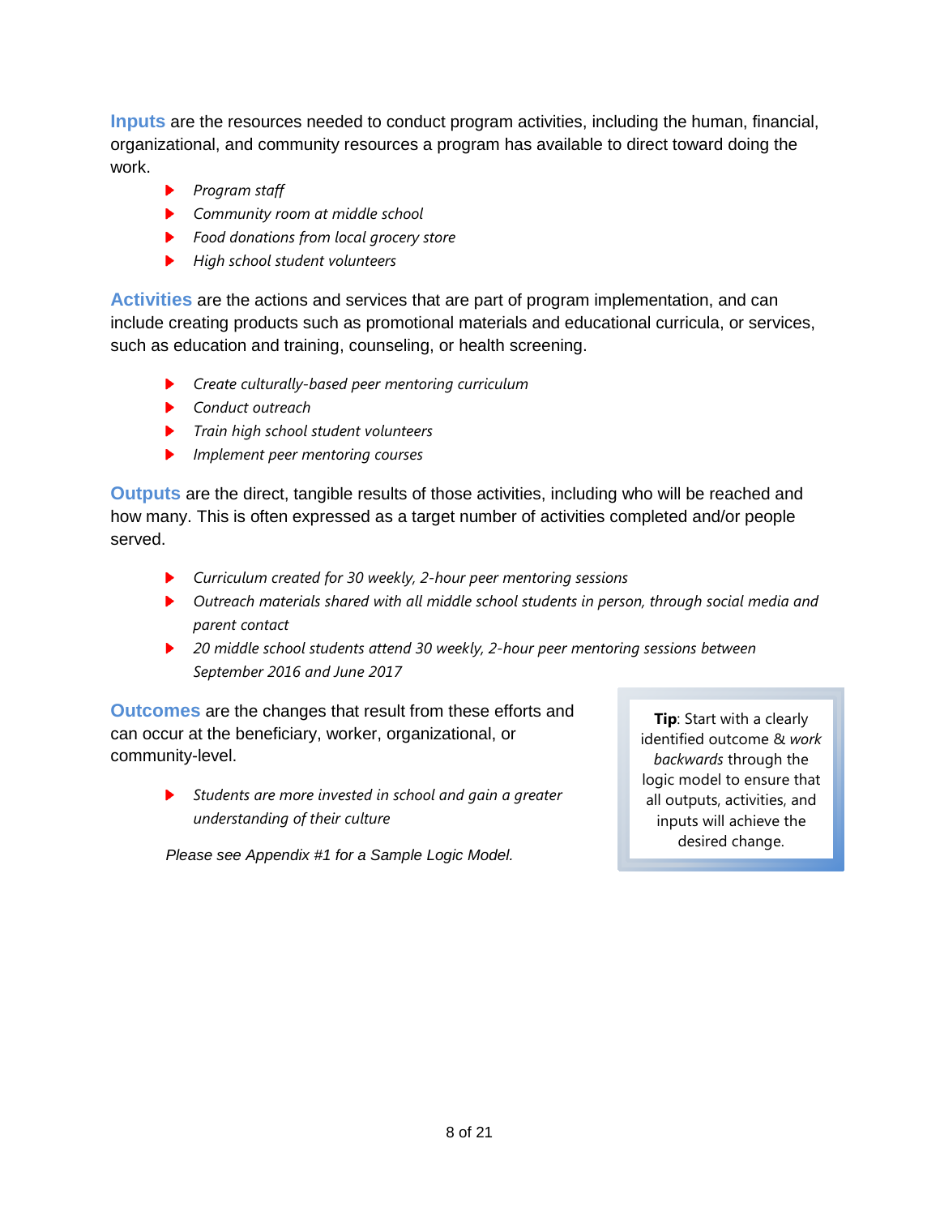**Inputs** are the resources needed to conduct program activities, including the human, financial, organizational, and community resources a program has available to direct toward doing the work.

- *Program staff*
- *Community room at middle school*
- *Food donations from local grocery store*
- *High school student volunteers*

**Activities** are the actions and services that are part of program implementation, and can include creating products such as promotional materials and educational curricula, or services, such as education and training, counseling, or health screening.

- *Create culturally-based peer mentoring curriculum*
- *Conduct outreach*
- *Train high school student volunteers*
- *Implement peer mentoring courses*

**Outputs** are the direct, tangible results of those activities, including who will be reached and how many. This is often expressed as a target number of activities completed and/or people served.

- *Curriculum created for 30 weekly, 2-hour peer mentoring sessions*
- *Outreach materials shared with all middle school students in person, through social media and parent contact*
- *20 middle school students attend 30 weekly, 2-hour peer mentoring sessions between September 2016 and June 2017*

**Outcomes** are the changes that result from these efforts and can occur at the beneficiary, worker, organizational, or community-level.

- *Students are more invested in school and gain a greater understanding of their culture*

*Please see Appendix #1 for a Sample Logic Model.*

> **Tip**: Start with a clearly identified outcome & *work backwards* through the logic model to ensure that all outputs, activities, and inputs will achieve the desired change.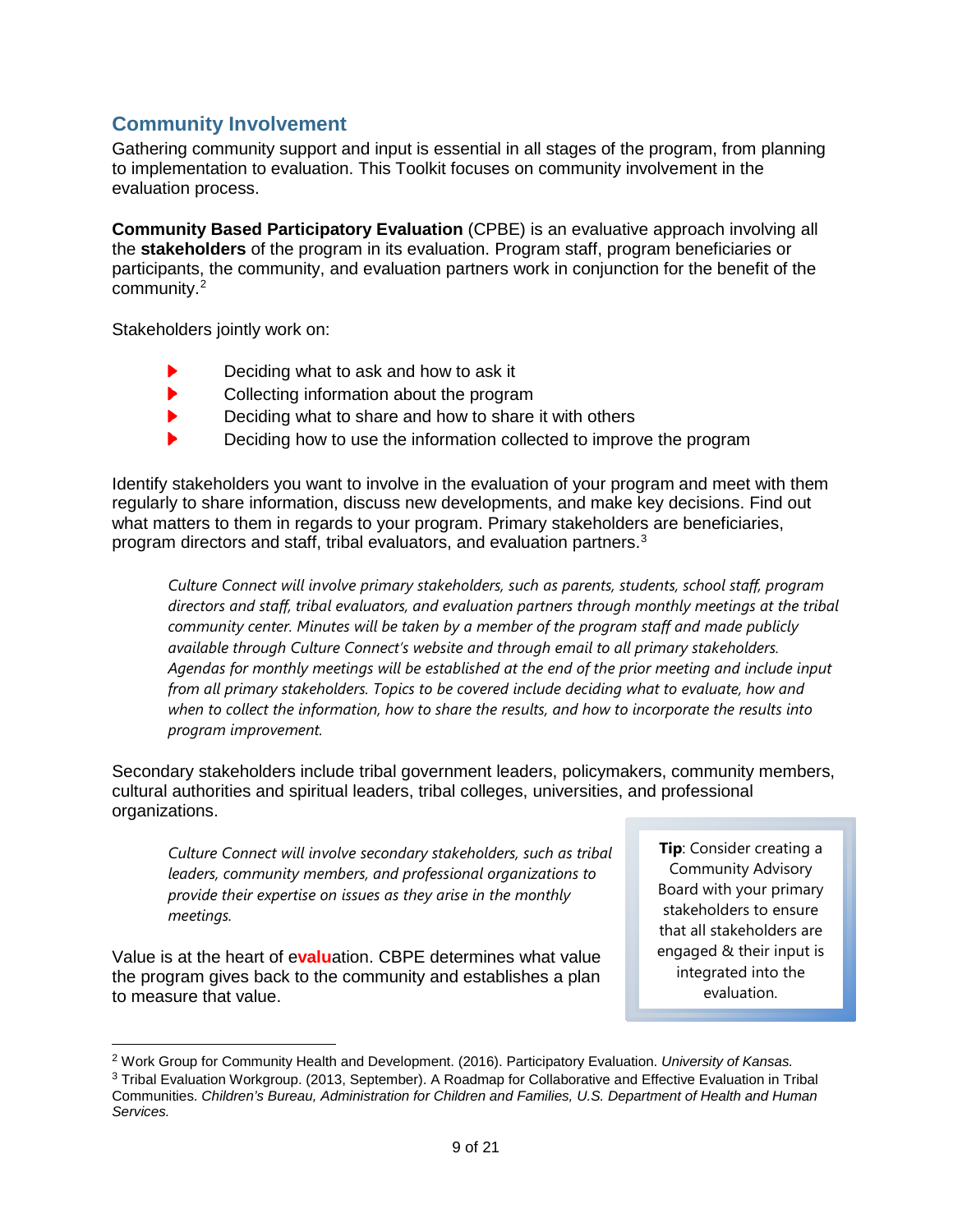## Community Involvement

Gathering community support and input is essential in all stages of the program, from planning to implementation to evaluation. This Toolkit focuses on community involvement in the evaluation process.

**Community Based Participatory Evaluation** (CPBE) is an evaluative approach involving all the **stakeholders** of the program in its evaluation. Program staff, program beneficiaries or participants, the community, and evaluation partners work in conjunction for the benefit of the community.[2]

Stakeholders jointly work on:

- Deciding what to ask and how to ask it
- Collecting information about the program
- Deciding what to share and how to share it with others
- Deciding how to use the information collected to improve the program

Identify stakeholders you want to involve in the evaluation of your program and meet with them regularly to share information, discuss new developments, and make key decisions. Find out what matters to them in regards to your program. Primary stakeholders are beneficiaries, program directors and staff, tribal evaluators, and evaluation partners.[3]

> *Culture Connect will involve primary stakeholders, such as parents, students, school staff, program directors and staff, tribal evaluators, and evaluation partners through monthly meetings at the tribal community center. Minutes will be taken by a member of the program staff and made publicly available through Culture Connect's website and through email to all primary stakeholders. Agendas for monthly meetings will be established at the end of the prior meeting and include input from all primary stakeholders. Topics to be covered include deciding what to evaluate, how and when to collect the information, how to share the results, and how to incorporate the results into program improvement.*

Secondary stakeholders include tribal government leaders, policymakers, community members, cultural authorities and spiritual leaders, tribal colleges, universities, and professional organizations.

> *Culture Connect will involve secondary stakeholders, such as tribal leaders, community members, and professional organizations to provide their expertise on issues as they arise in the monthly meetings.*

Value is at the heart of e**valu**ation. CBPE determines what value the program gives back to the community and establishes a plan to measure that value.

> **Tip**: Consider creating a Community Advisory Board with your primary stakeholders to ensure that all stakeholders are engaged & their input is integrated into the evaluation.

---

[2] Work Group for Community Health and Development. (2016). Participatory Evaluation. *University of Kansas.*

[3] Tribal Evaluation Workgroup. (2013, September). A Roadmap for Collaborative and Effective Evaluation in Tribal Communities. *Children's Bureau, Administration for Children and Families, U.S. Department of Health and Human Services.*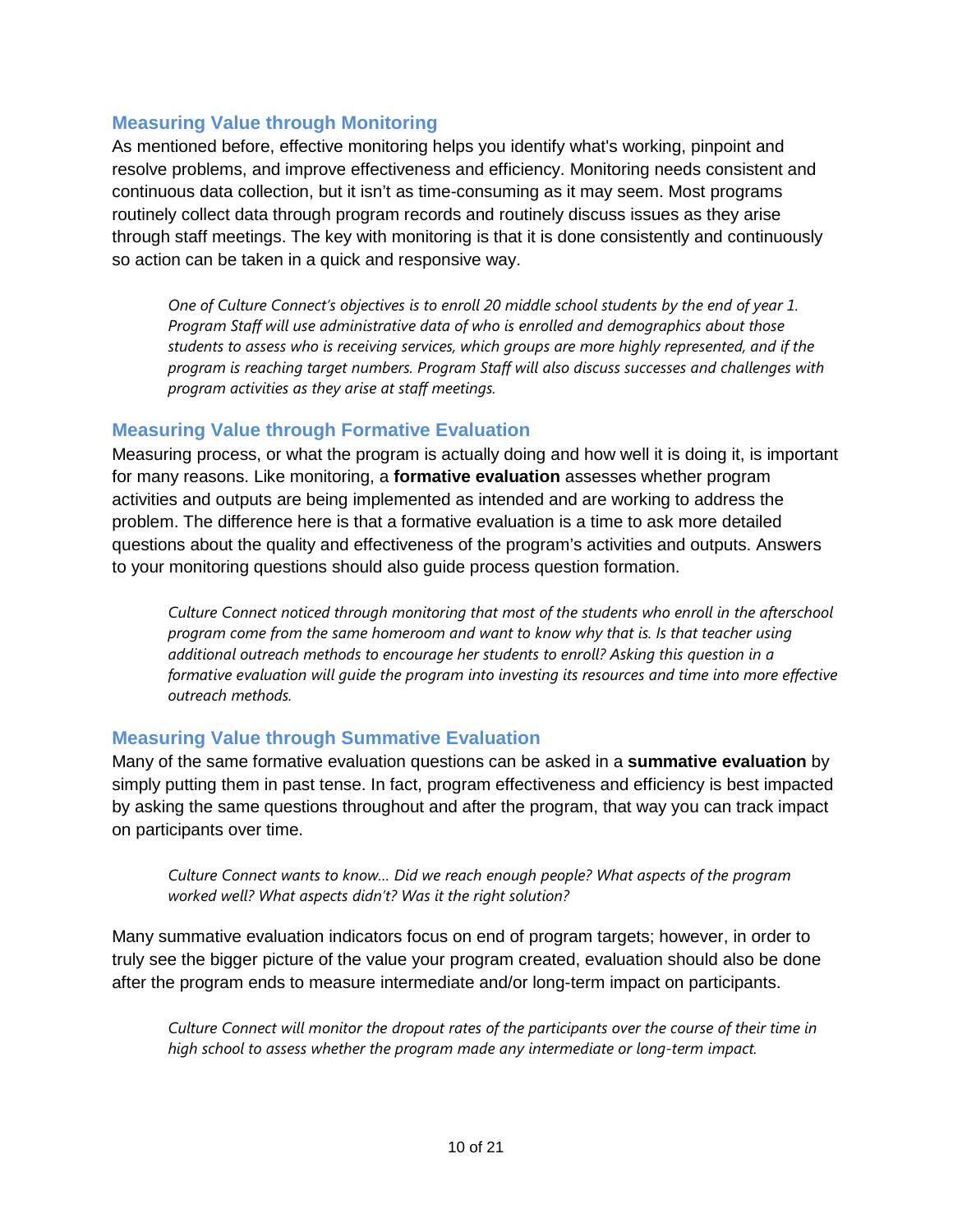### Measuring Value through Monitoring

As mentioned before, effective monitoring helps you identify what's working, pinpoint and resolve problems, and improve effectiveness and efficiency. Monitoring needs consistent and continuous data collection, but it isn't as time-consuming as it may seem. Most programs routinely collect data through program records and routinely discuss issues as they arise through staff meetings. The key with monitoring is that it is done consistently and continuously so action can be taken in a quick and responsive way.

> *One of Culture Connect's objectives is to enroll 20 middle school students by the end of year 1. Program Staff will use administrative data of who is enrolled and demographics about those students to assess who is receiving services, which groups are more highly represented, and if the program is reaching target numbers. Program Staff will also discuss successes and challenges with program activities as they arise at staff meetings.*

### Measuring Value through Formative Evaluation

Measuring process, or what the program is actually doing and how well it is doing it, is important for many reasons. Like monitoring, a **formative evaluation** assesses whether program activities and outputs are being implemented as intended and are working to address the problem. The difference here is that a formative evaluation is a time to ask more detailed questions about the quality and effectiveness of the program's activities and outputs. Answers to your monitoring questions should also guide process question formation.

> *Culture Connect noticed through monitoring that most of the students who enroll in the afterschool program come from the same homeroom and want to know why that is. Is that teacher using additional outreach methods to encourage her students to enroll? Asking this question in a formative evaluation will guide the program into investing its resources and time into more effective outreach methods.*

### Measuring Value through Summative Evaluation

Many of the same formative evaluation questions can be asked in a **summative evaluation** by simply putting them in past tense. In fact, program effectiveness and efficiency is best impacted by asking the same questions throughout and after the program, that way you can track impact on participants over time.

> *Culture Connect wants to know… Did we reach enough people? What aspects of the program worked well? What aspects didn't? Was it the right solution?*

Many summative evaluation indicators focus on end of program targets; however, in order to truly see the bigger picture of the value your program created, evaluation should also be done after the program ends to measure intermediate and/or long-term impact on participants.

> *Culture Connect will monitor the dropout rates of the participants over the course of their time in high school to assess whether the program made any intermediate or long-term impact.*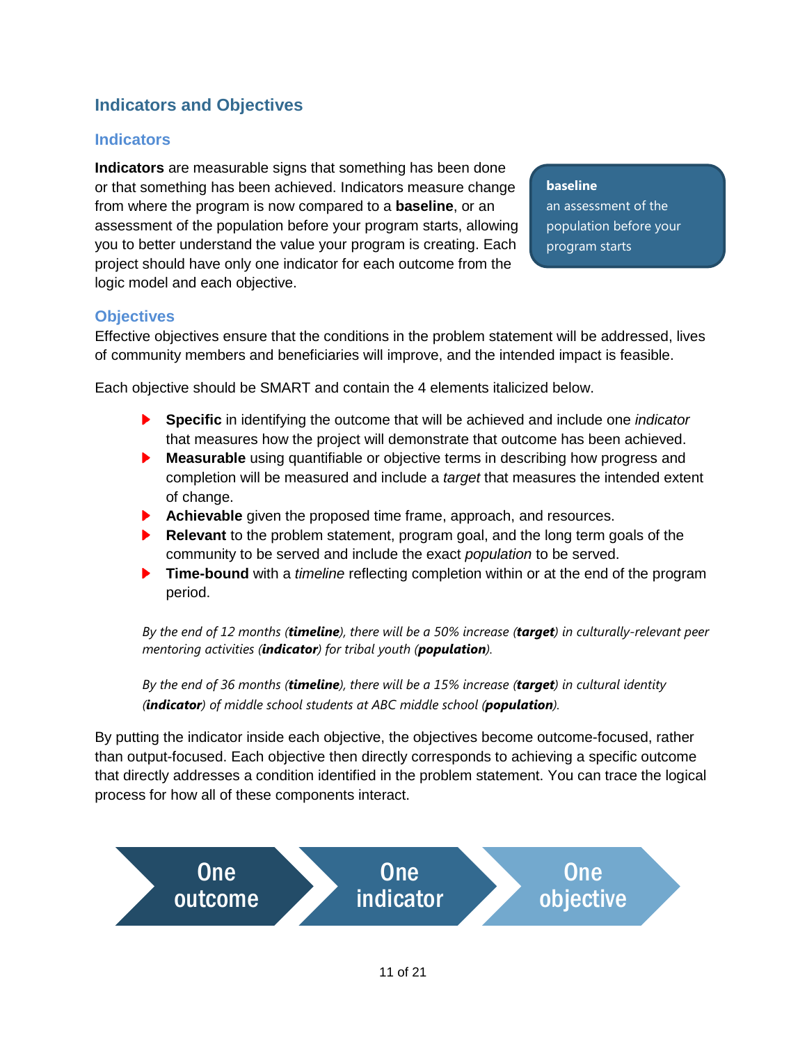## Indicators and Objectives

### Indicators

**Indicators** are measurable signs that something has been done or that something has been achieved. Indicators measure change from where the program is now compared to a **baseline**, or an assessment of the population before your program starts, allowing you to better understand the value your program is creating. Each project should have only one indicator for each outcome from the logic model and each objective.

> **baseline**
> an assessment of the population before your program starts

### Objectives

Effective objectives ensure that the conditions in the problem statement will be addressed, lives of community members and beneficiaries will improve, and the intended impact is feasible.

Each objective should be SMART and contain the 4 elements italicized below.

- **Specific** in identifying the outcome that will be achieved and include one *indicator* that measures how the project will demonstrate that outcome has been achieved.
- **Measurable** using quantifiable or objective terms in describing how progress and completion will be measured and include a *target* that measures the intended extent of change.
- **Achievable** given the proposed time frame, approach, and resources.
- **Relevant** to the problem statement, program goal, and the long term goals of the community to be served and include the exact *population* to be served.
- **Time-bound** with a *timeline* reflecting completion within or at the end of the program period.

*By the end of 12 months (**timeline**), there will be a 50% increase (**target**) in culturally-relevant peer mentoring activities (**indicator**) for tribal youth (**population**).*

*By the end of 36 months (**timeline**), there will be a 15% increase (**target**) in cultural identity (**indicator**) of middle school students at ABC middle school (**population**).*

By putting the indicator inside each objective, the objectives become outcome-focused, rather than output-focused. Each objective then directly corresponds to achieving a specific outcome that directly addresses a condition identified in the problem statement. You can trace the logical process for how all of these components interact.

One outcome → One indicator → One objective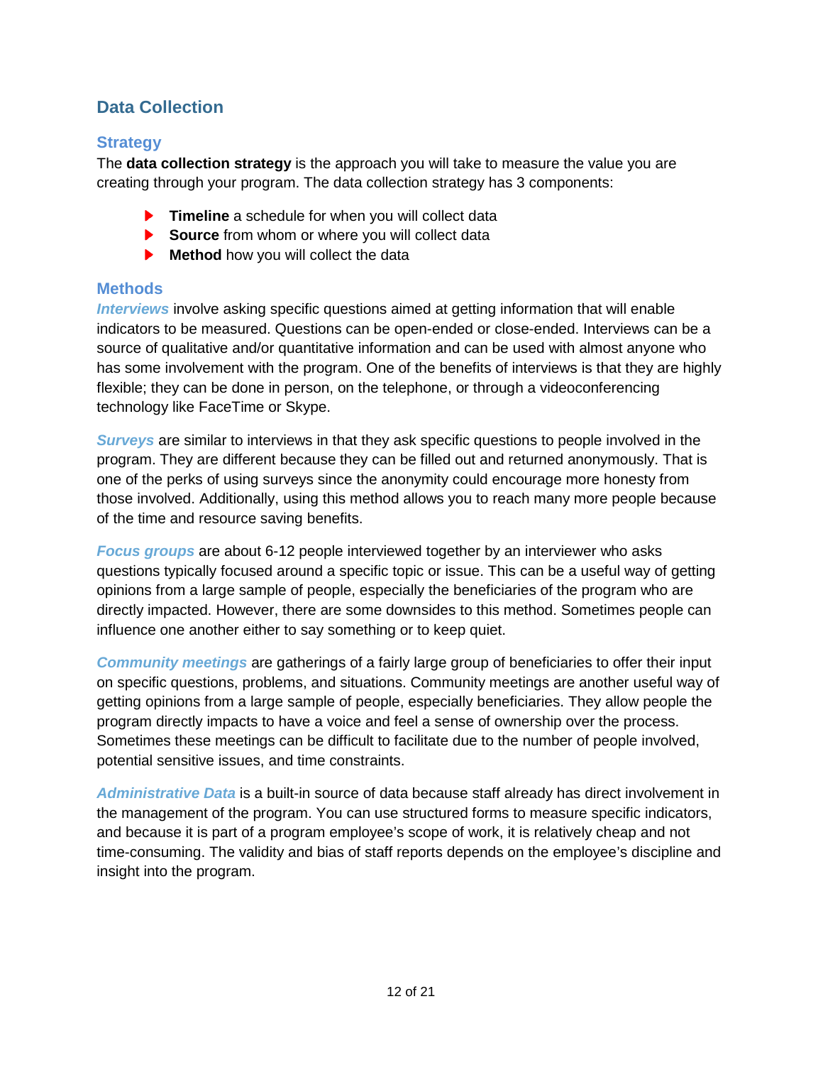## Data Collection

### Strategy

The **data collection strategy** is the approach you will take to measure the value you are creating through your program. The data collection strategy has 3 components:

- **Timeline** a schedule for when you will collect data
- **Source** from whom or where you will collect data
- **Method** how you will collect the data

### Methods

***Interviews*** involve asking specific questions aimed at getting information that will enable indicators to be measured. Questions can be open-ended or close-ended. Interviews can be a source of qualitative and/or quantitative information and can be used with almost anyone who has some involvement with the program. One of the benefits of interviews is that they are highly flexible; they can be done in person, on the telephone, or through a videoconferencing technology like FaceTime or Skype.

***Surveys*** are similar to interviews in that they ask specific questions to people involved in the program. They are different because they can be filled out and returned anonymously. That is one of the perks of using surveys since the anonymity could encourage more honesty from those involved. Additionally, using this method allows you to reach many more people because of the time and resource saving benefits.

***Focus groups*** are about 6-12 people interviewed together by an interviewer who asks questions typically focused around a specific topic or issue. This can be a useful way of getting opinions from a large sample of people, especially the beneficiaries of the program who are directly impacted. However, there are some downsides to this method. Sometimes people can influence one another either to say something or to keep quiet.

***Community meetings*** are gatherings of a fairly large group of beneficiaries to offer their input on specific questions, problems, and situations. Community meetings are another useful way of getting opinions from a large sample of people, especially beneficiaries. They allow people the program directly impacts to have a voice and feel a sense of ownership over the process. Sometimes these meetings can be difficult to facilitate due to the number of people involved, potential sensitive issues, and time constraints.

***Administrative Data*** is a built-in source of data because staff already has direct involvement in the management of the program. You can use structured forms to measure specific indicators, and because it is part of a program employee's scope of work, it is relatively cheap and not time-consuming. The validity and bias of staff reports depends on the employee's discipline and insight into the program.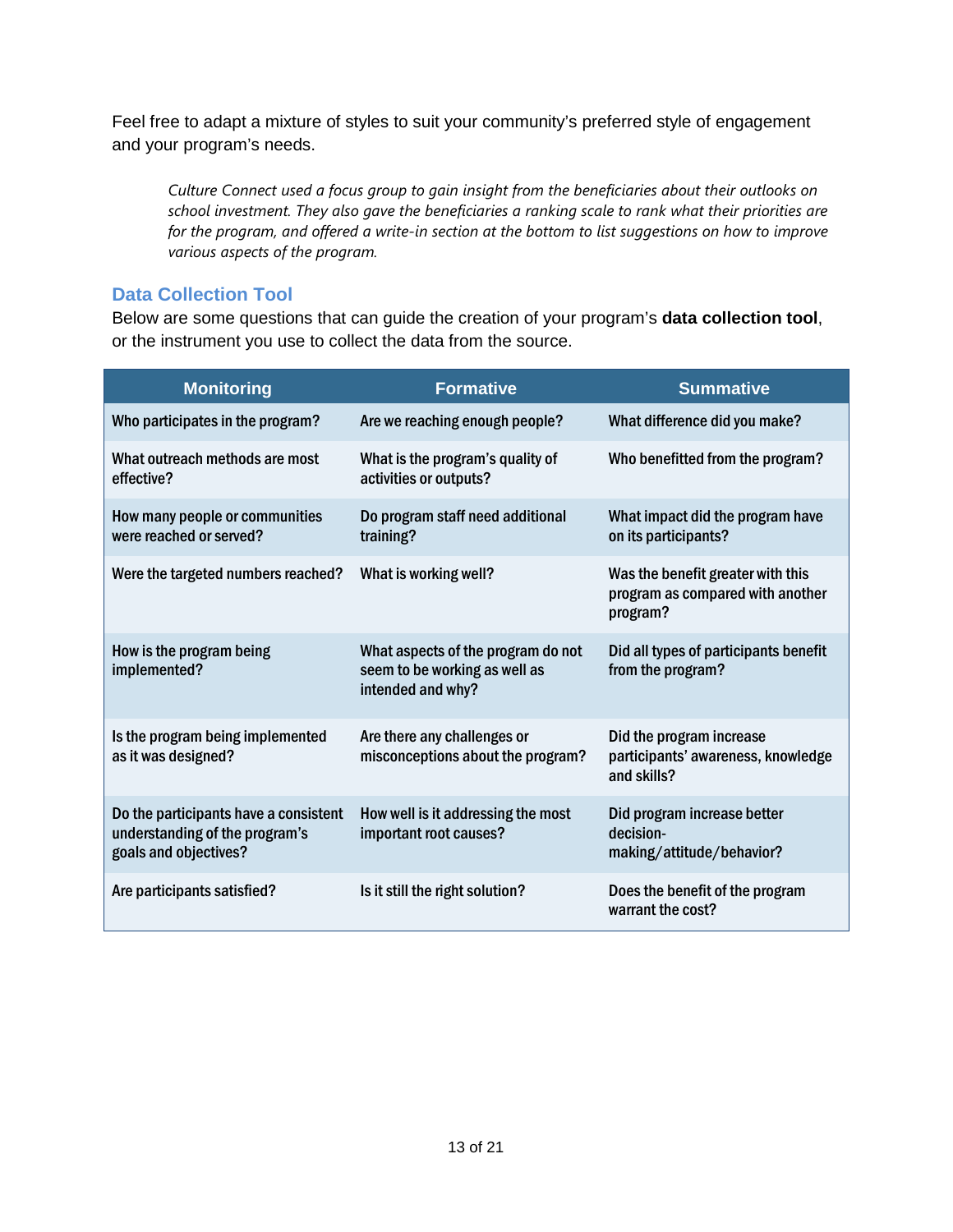Feel free to adapt a mixture of styles to suit your community's preferred style of engagement and your program's needs.

> *Culture Connect used a focus group to gain insight from the beneficiaries about their outlooks on school investment. They also gave the beneficiaries a ranking scale to rank what their priorities are for the program, and offered a write-in section at the bottom to list suggestions on how to improve various aspects of the program.*

## Data Collection Tool

Below are some questions that can guide the creation of your program's **data collection tool**, or the instrument you use to collect the data from the source.

| Monitoring | Formative | Summative |
| --- | --- | --- |
| Who participates in the program? | Are we reaching enough people? | What difference did you make? |
| What outreach methods are most effective? | What is the program's quality of activities or outputs? | Who benefitted from the program? |
| How many people or communities were reached or served? | Do program staff need additional training? | What impact did the program have on its participants? |
| Were the targeted numbers reached? | What is working well? | Was the benefit greater with this program as compared with another program? |
| How is the program being implemented? | What aspects of the program do not seem to be working as well as intended and why? | Did all types of participants benefit from the program? |
| Is the program being implemented as it was designed? | Are there any challenges or misconceptions about the program? | Did the program increase participants' awareness, knowledge and skills? |
| Do the participants have a consistent understanding of the program's goals and objectives? | How well is it addressing the most important root causes? | Did program increase better decision-making/attitude/behavior? |
| Are participants satisfied? | Is it still the right solution? | Does the benefit of the program warrant the cost? |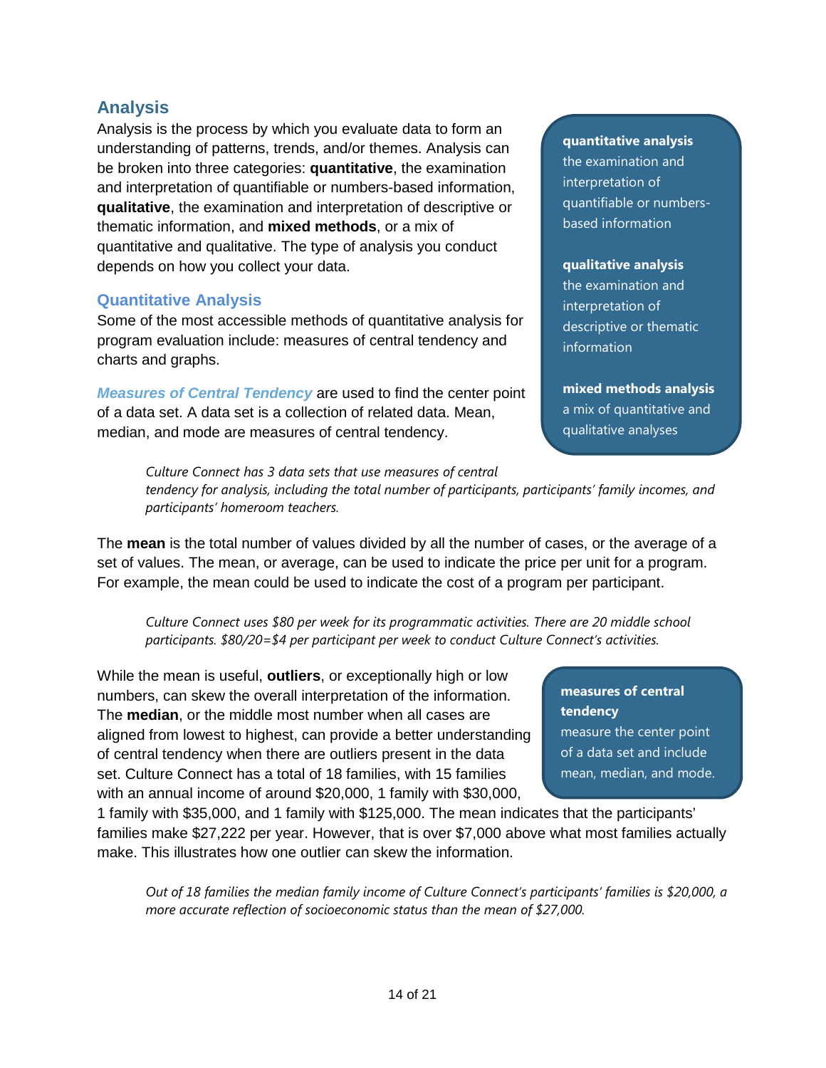## Analysis

Analysis is the process by which you evaluate data to form an understanding of patterns, trends, and/or themes. Analysis can be broken into three categories: **quantitative**, the examination and interpretation of quantifiable or numbers-based information, **qualitative**, the examination and interpretation of descriptive or thematic information, and **mixed methods**, or a mix of quantitative and qualitative. The type of analysis you conduct depends on how you collect your data.

> **quantitative analysis**
> the examination and interpretation of quantifiable or numbers-based information
>
> **qualitative analysis**
> the examination and interpretation of descriptive or thematic information
>
> **mixed methods analysis**
> a mix of quantitative and qualitative analyses

### Quantitative Analysis

Some of the most accessible methods of quantitative analysis for program evaluation include: measures of central tendency and charts and graphs.

***Measures of Central Tendency*** are used to find the center point of a data set. A data set is a collection of related data. Mean, median, and mode are measures of central tendency.

*Culture Connect has 3 data sets that use measures of central tendency for analysis, including the total number of participants, participants' family incomes, and participants' homeroom teachers.*

The **mean** is the total number of values divided by all the number of cases, or the average of a set of values. The mean, or average, can be used to indicate the price per unit for a program. For example, the mean could be used to indicate the cost of a program per participant.

*Culture Connect uses $80 per week for its programmatic activities. There are 20 middle school participants. $80/20=$4 per participant per week to conduct Culture Connect's activities.*

While the mean is useful, **outliers**, or exceptionally high or low numbers, can skew the overall interpretation of the information. The **median**, or the middle most number when all cases are aligned from lowest to highest, can provide a better understanding of central tendency when there are outliers present in the data set. Culture Connect has a total of 18 families, with 15 families with an annual income of around $20,000, 1 family with $30,000, 1 family with $35,000, and 1 family with $125,000. The mean indicates that the participants' families make $27,222 per year. However, that is over $7,000 above what most families actually make. This illustrates how one outlier can skew the information.

> **measures of central tendency**
> measure the center point of a data set and include mean, median, and mode.

*Out of 18 families the median family income of Culture Connect's participants' families is $20,000, a more accurate reflection of socioeconomic status than the mean of $27,000.*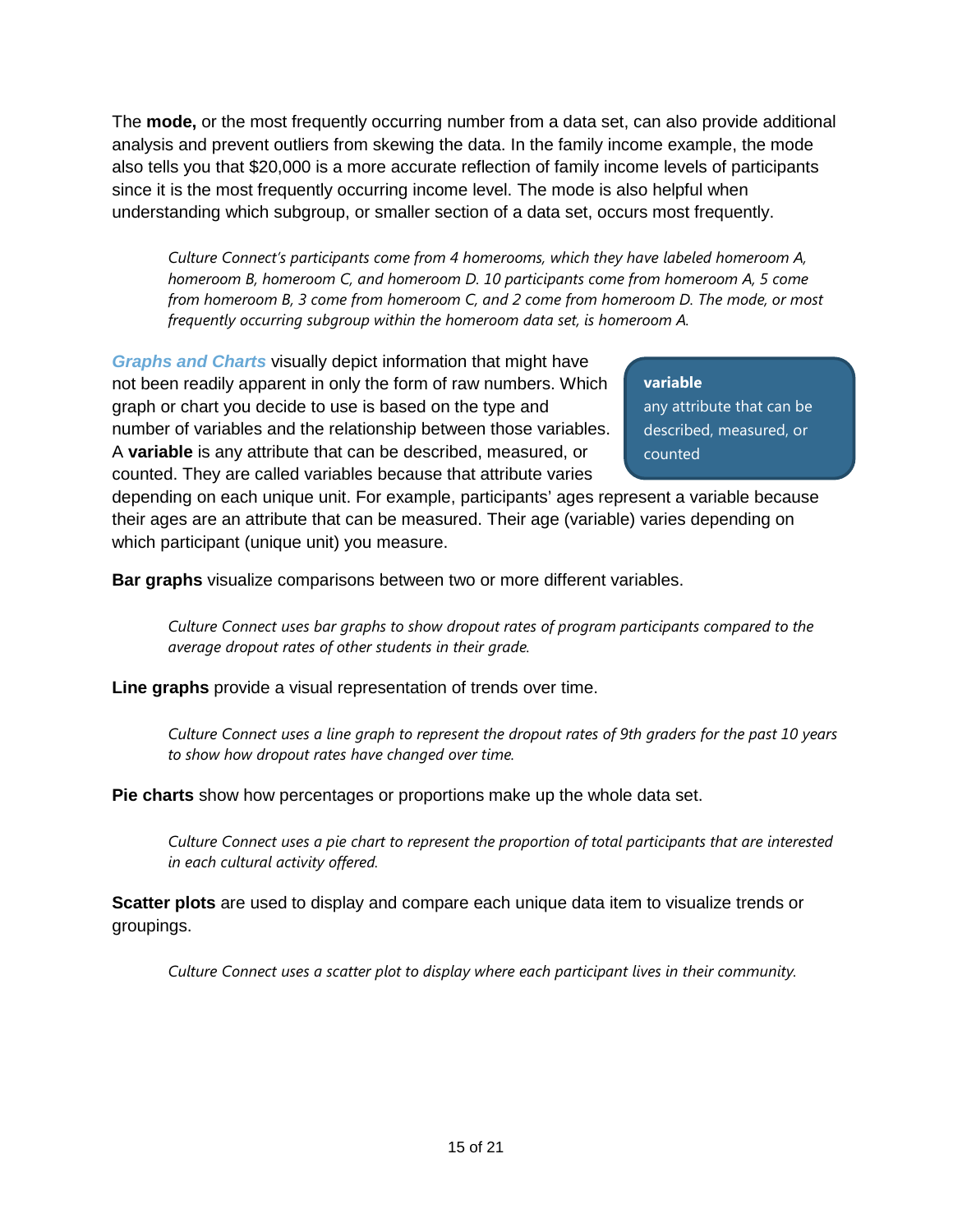The **mode,** or the most frequently occurring number from a data set, can also provide additional analysis and prevent outliers from skewing the data. In the family income example, the mode also tells you that $20,000 is a more accurate reflection of family income levels of participants since it is the most frequently occurring income level. The mode is also helpful when understanding which subgroup, or smaller section of a data set, occurs most frequently.

> *Culture Connect's participants come from 4 homerooms, which they have labeled homeroom A, homeroom B, homeroom C, and homeroom D. 10 participants come from homeroom A, 5 come from homeroom B, 3 come from homeroom C, and 2 come from homeroom D. The mode, or most frequently occurring subgroup within the homeroom data set, is homeroom A.*

***Graphs and Charts*** visually depict information that might have not been readily apparent in only the form of raw numbers. Which graph or chart you decide to use is based on the type and number of variables and the relationship between those variables. A **variable** is any attribute that can be described, measured, or counted. They are called variables because that attribute varies depending on each unique unit. For example, participants' ages represent a variable because their ages are an attribute that can be measured. Their age (variable) varies depending on which participant (unique unit) you measure.

> **variable**
> any attribute that can be described, measured, or counted

**Bar graphs** visualize comparisons between two or more different variables.

> *Culture Connect uses bar graphs to show dropout rates of program participants compared to the average dropout rates of other students in their grade.*

**Line graphs** provide a visual representation of trends over time.

> *Culture Connect uses a line graph to represent the dropout rates of 9th graders for the past 10 years to show how dropout rates have changed over time.*

**Pie charts** show how percentages or proportions make up the whole data set.

> *Culture Connect uses a pie chart to represent the proportion of total participants that are interested in each cultural activity offered.*

**Scatter plots** are used to display and compare each unique data item to visualize trends or groupings.

> *Culture Connect uses a scatter plot to display where each participant lives in their community.*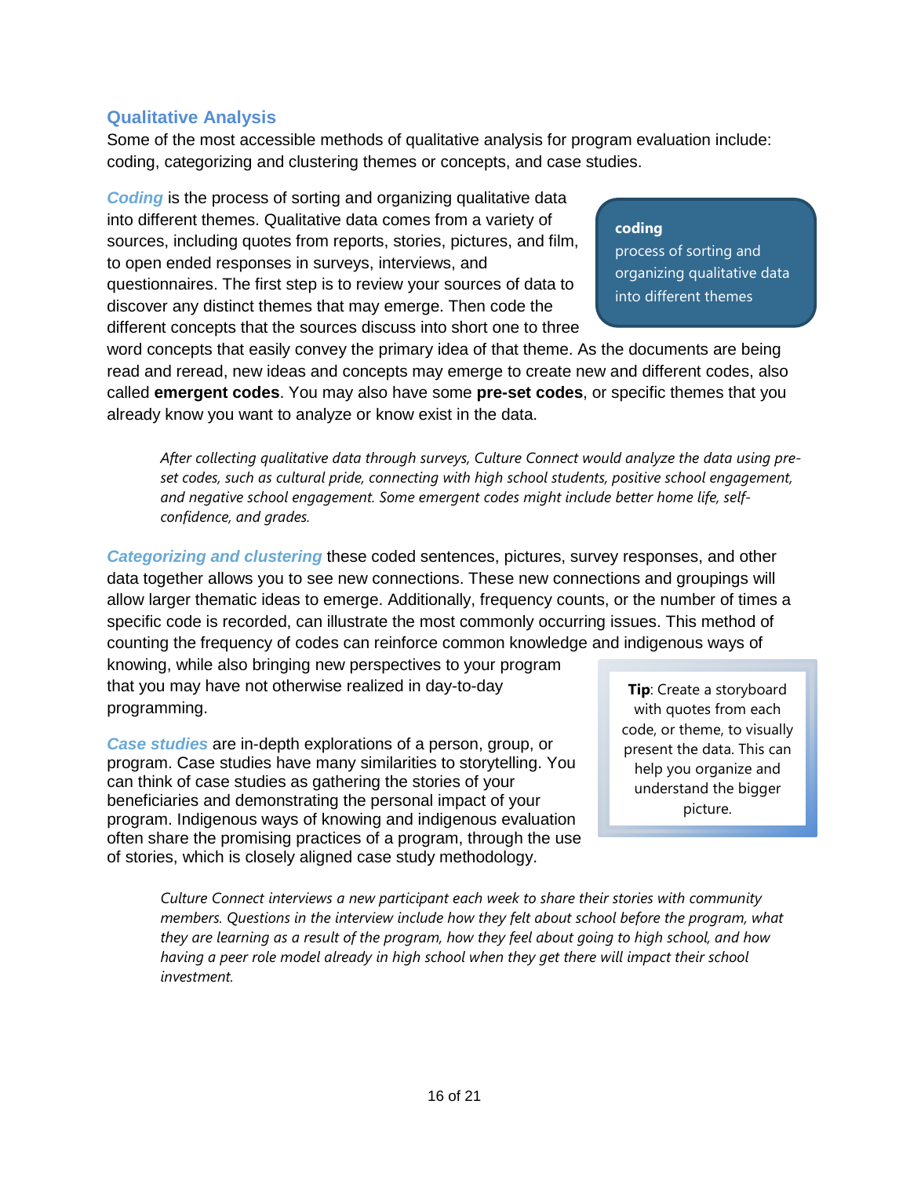## Qualitative Analysis

Some of the most accessible methods of qualitative analysis for program evaluation include: coding, categorizing and clustering themes or concepts, and case studies.

***Coding*** is the process of sorting and organizing qualitative data into different themes. Qualitative data comes from a variety of sources, including quotes from reports, stories, pictures, and film, to open ended responses in surveys, interviews, and questionnaires. The first step is to review your sources of data to discover any distinct themes that may emerge. Then code the different concepts that the sources discuss into short one to three word concepts that easily convey the primary idea of that theme. As the documents are being read and reread, new ideas and concepts may emerge to create new and different codes, also called **emergent codes**. You may also have some **pre-set codes**, or specific themes that you already know you want to analyze or know exist in the data.

> **coding**
> process of sorting and organizing qualitative data into different themes

> *After collecting qualitative data through surveys, Culture Connect would analyze the data using pre-set codes, such as cultural pride, connecting with high school students, positive school engagement, and negative school engagement. Some emergent codes might include better home life, self-confidence, and grades.*

***Categorizing and clustering*** these coded sentences, pictures, survey responses, and other data together allows you to see new connections. These new connections and groupings will allow larger thematic ideas to emerge. Additionally, frequency counts, or the number of times a specific code is recorded, can illustrate the most commonly occurring issues. This method of counting the frequency of codes can reinforce common knowledge and indigenous ways of knowing, while also bringing new perspectives to your program that you may have not otherwise realized in day-to-day programming.

> **Tip**: Create a storyboard with quotes from each code, or theme, to visually present the data. This can help you organize and understand the bigger picture.

***Case studies*** are in-depth explorations of a person, group, or program. Case studies have many similarities to storytelling. You can think of case studies as gathering the stories of your beneficiaries and demonstrating the personal impact of your program. Indigenous ways of knowing and indigenous evaluation often share the promising practices of a program, through the use of stories, which is closely aligned case study methodology.

> *Culture Connect interviews a new participant each week to share their stories with community members. Questions in the interview include how they felt about school before the program, what they are learning as a result of the program, how they feel about going to high school, and how having a peer role model already in high school when they get there will impact their school investment.*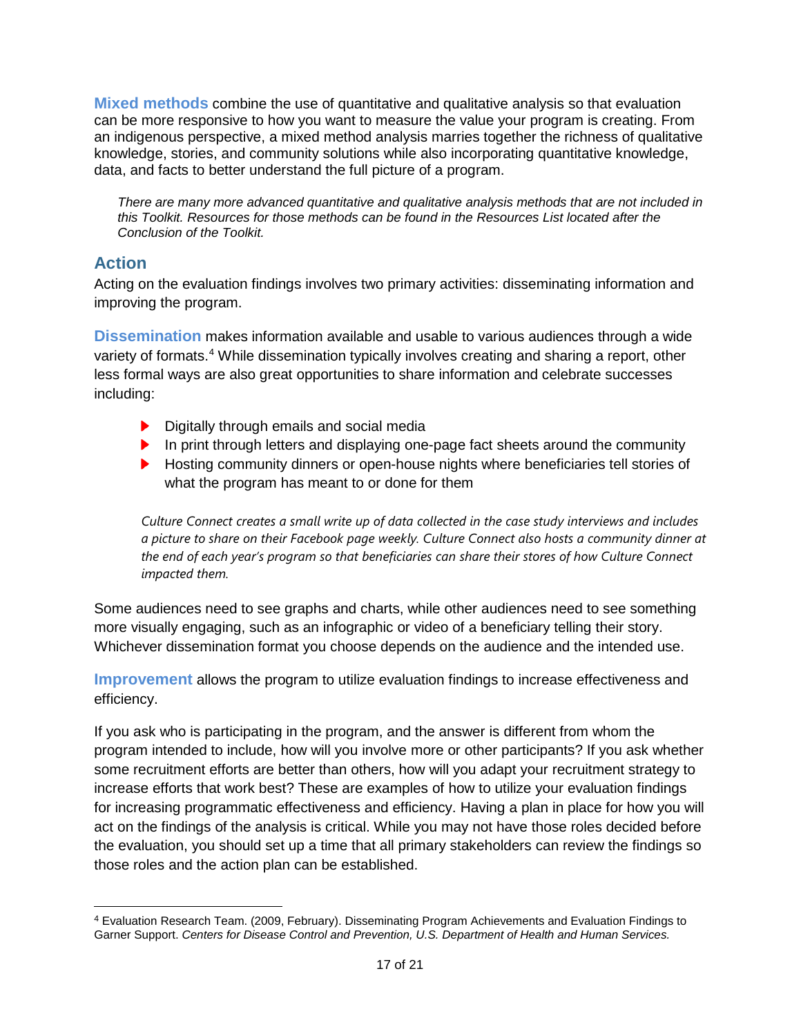**Mixed methods** combine the use of quantitative and qualitative analysis so that evaluation can be more responsive to how you want to measure the value your program is creating. From an indigenous perspective, a mixed method analysis marries together the richness of qualitative knowledge, stories, and community solutions while also incorporating quantitative knowledge, data, and facts to better understand the full picture of a program.

*There are many more advanced quantitative and qualitative analysis methods that are not included in this Toolkit. Resources for those methods can be found in the Resources List located after the Conclusion of the Toolkit.*

## Action

Acting on the evaluation findings involves two primary activities: disseminating information and improving the program.

**Dissemination** makes information available and usable to various audiences through a wide variety of formats.[4] While dissemination typically involves creating and sharing a report, other less formal ways are also great opportunities to share information and celebrate successes including:

- Digitally through emails and social media
- In print through letters and displaying one-page fact sheets around the community
- Hosting community dinners or open-house nights where beneficiaries tell stories of what the program has meant to or done for them

*Culture Connect creates a small write up of data collected in the case study interviews and includes a picture to share on their Facebook page weekly. Culture Connect also hosts a community dinner at the end of each year's program so that beneficiaries can share their stores of how Culture Connect impacted them.*

Some audiences need to see graphs and charts, while other audiences need to see something more visually engaging, such as an infographic or video of a beneficiary telling their story. Whichever dissemination format you choose depends on the audience and the intended use.

**Improvement** allows the program to utilize evaluation findings to increase effectiveness and efficiency.

If you ask who is participating in the program, and the answer is different from whom the program intended to include, how will you involve more or other participants? If you ask whether some recruitment efforts are better than others, how will you adapt your recruitment strategy to increase efforts that work best? These are examples of how to utilize your evaluation findings for increasing programmatic effectiveness and efficiency. Having a plan in place for how you will act on the findings of the analysis is critical. While you may not have those roles decided before the evaluation, you should set up a time that all primary stakeholders can review the findings so those roles and the action plan can be established.

---

[4] Evaluation Research Team. (2009, February). Disseminating Program Achievements and Evaluation Findings to Garner Support. *Centers for Disease Control and Prevention, U.S. Department of Health and Human Services.*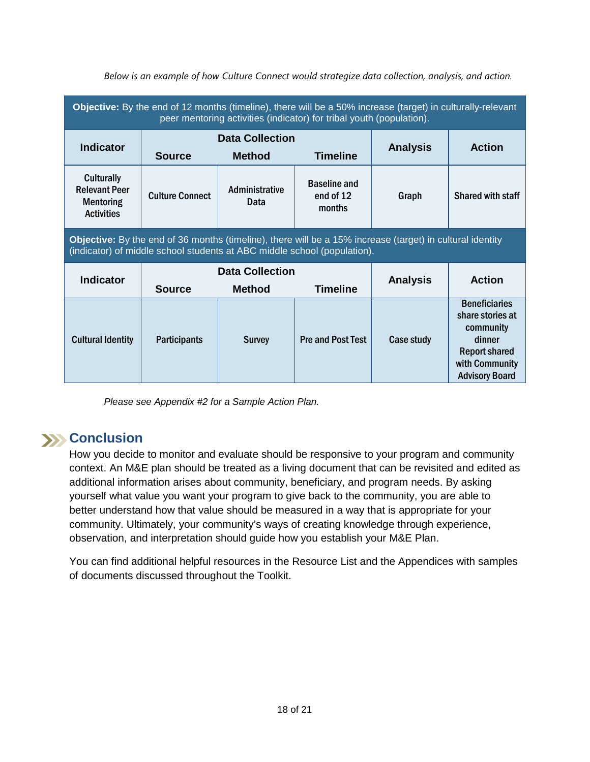*Below is an example of how Culture Connect would strategize data collection, analysis, and action.*

| **Objective:** By the end of 12 months (timeline), there will be a 50% increase (target) in culturally-relevant peer mentoring activities (indicator) for tribal youth (population). | | | | | |
|---|---|---|---|---|---|
| **Indicator** | **Data Collection** | | | **Analysis** | **Action** |
| | **Source** | **Method** | **Timeline** | | |
| Culturally Relevant Peer Mentoring Activities | Culture Connect | Administrative Data | Baseline and end of 12 months | Graph | Shared with staff |

| **Objective:** By the end of 36 months (timeline), there will be a 15% increase (target) in cultural identity (indicator) of middle school students at ABC middle school (population). | | | | | |
|---|---|---|---|---|---|
| **Indicator** | **Data Collection** | | | **Analysis** | **Action** |
| | **Source** | **Method** | **Timeline** | | |
| Cultural Identity | Participants | Survey | Pre and Post Test | Case study | Beneficiaries share stories at community dinner Report shared with Community Advisory Board |

*Please see Appendix #2 for a Sample Action Plan.*

## Conclusion

How you decide to monitor and evaluate should be responsive to your program and community context. An M&E plan should be treated as a living document that can be revisited and edited as additional information arises about community, beneficiary, and program needs. By asking yourself what value you want your program to give back to the community, you are able to better understand how that value should be measured in a way that is appropriate for your community. Ultimately, your community's ways of creating knowledge through experience, observation, and interpretation should guide how you establish your M&E Plan.

You can find additional helpful resources in the Resource List and the Appendices with samples of documents discussed throughout the Toolkit.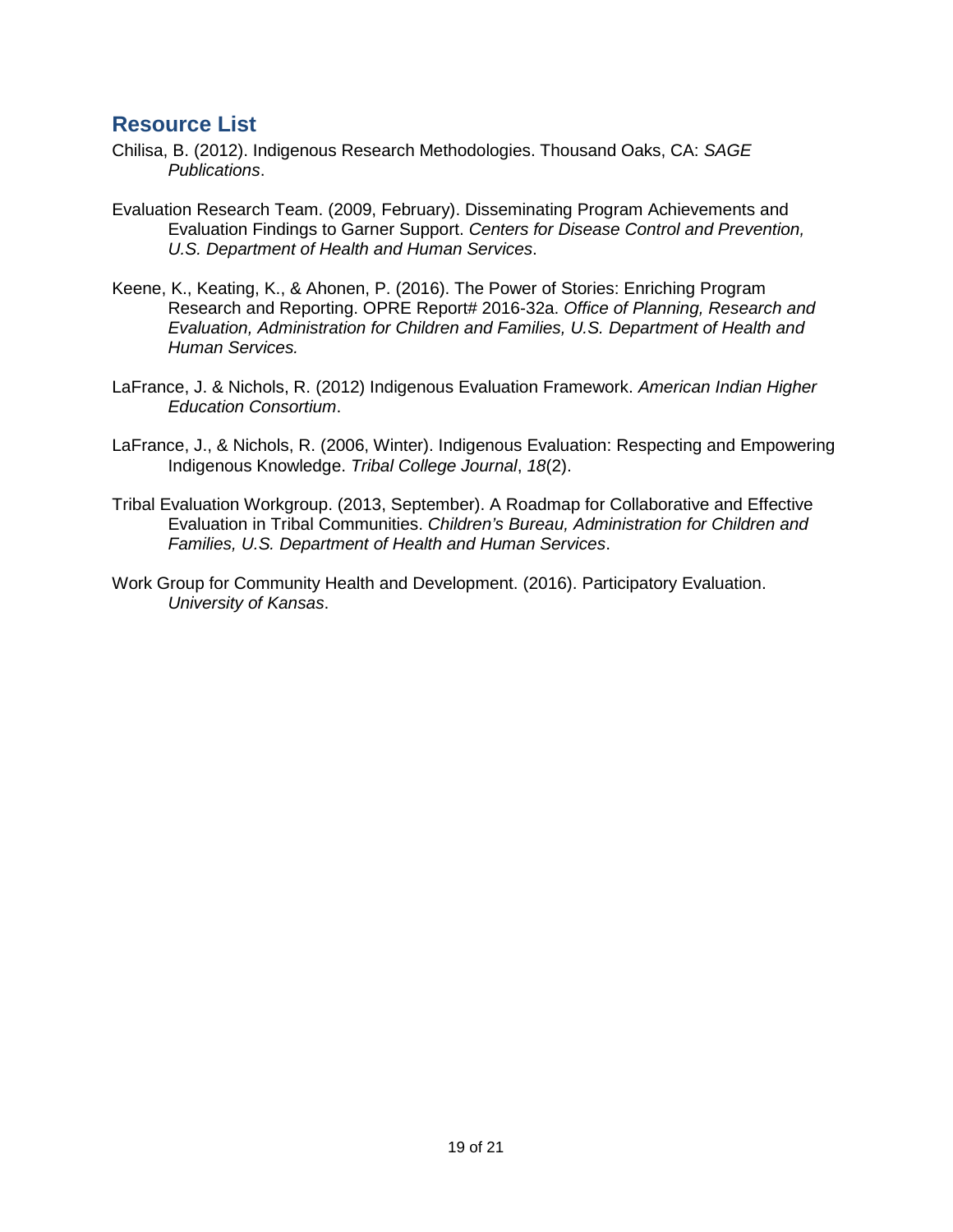## Resource List

Chilisa, B. (2012). Indigenous Research Methodologies. Thousand Oaks, CA: *SAGE Publications*.

Evaluation Research Team. (2009, February). Disseminating Program Achievements and Evaluation Findings to Garner Support. *Centers for Disease Control and Prevention, U.S. Department of Health and Human Services*.

Keene, K., Keating, K., & Ahonen, P. (2016). The Power of Stories: Enriching Program Research and Reporting. OPRE Report# 2016-32a. *Office of Planning, Research and Evaluation, Administration for Children and Families, U.S. Department of Health and Human Services.*

LaFrance, J. & Nichols, R. (2012) Indigenous Evaluation Framework. *American Indian Higher Education Consortium*.

LaFrance, J., & Nichols, R. (2006, Winter). Indigenous Evaluation: Respecting and Empowering Indigenous Knowledge. *Tribal College Journal*, *18*(2).

Tribal Evaluation Workgroup. (2013, September). A Roadmap for Collaborative and Effective Evaluation in Tribal Communities. *Children's Bureau, Administration for Children and Families, U.S. Department of Health and Human Services*.

Work Group for Community Health and Development. (2016). Participatory Evaluation. *University of Kansas*.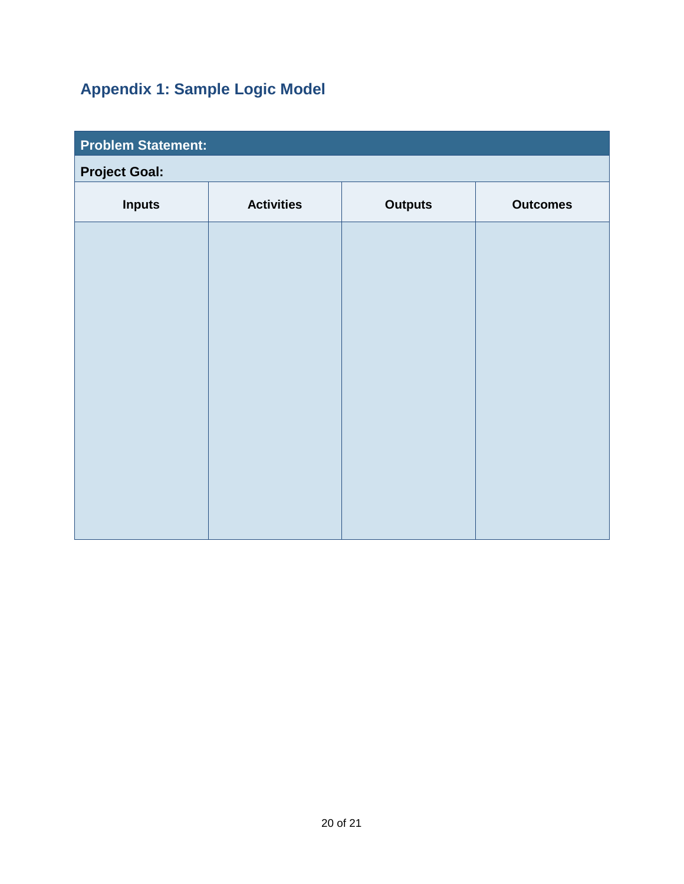## Appendix 1: Sample Logic Model

| **Problem Statement:** | | | |
|---|---|---|---|
| **Project Goal:** | | | |
| **Inputs** | **Activities** | **Outputs** | **Outcomes** |
| | | | |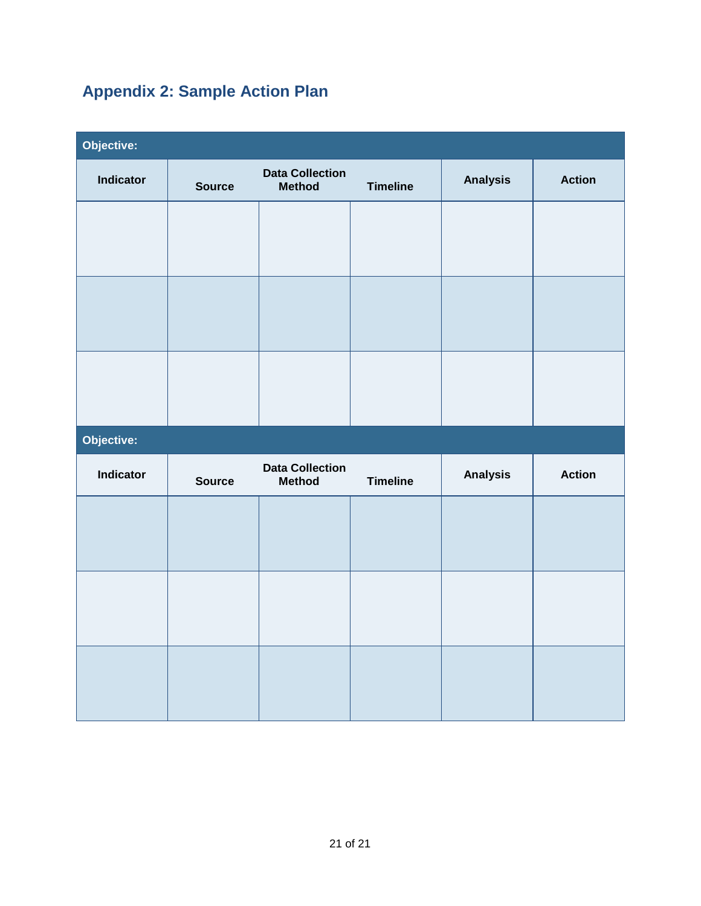## Appendix 2: Sample Action Plan

| **Objective:** | | | | | |
|---|---|---|---|---|---|
| **Indicator** | **Source** | **Data Collection Method** | **Timeline** | **Analysis** | **Action** |
| | | | | | |
| | | | | | |
| | | | | | |
| **Objective:** | | | | | |
| **Indicator** | **Source** | **Data Collection Method** | **Timeline** | **Analysis** | **Action** |
| | | | | | |
| | | | | | |
| | | | | | |